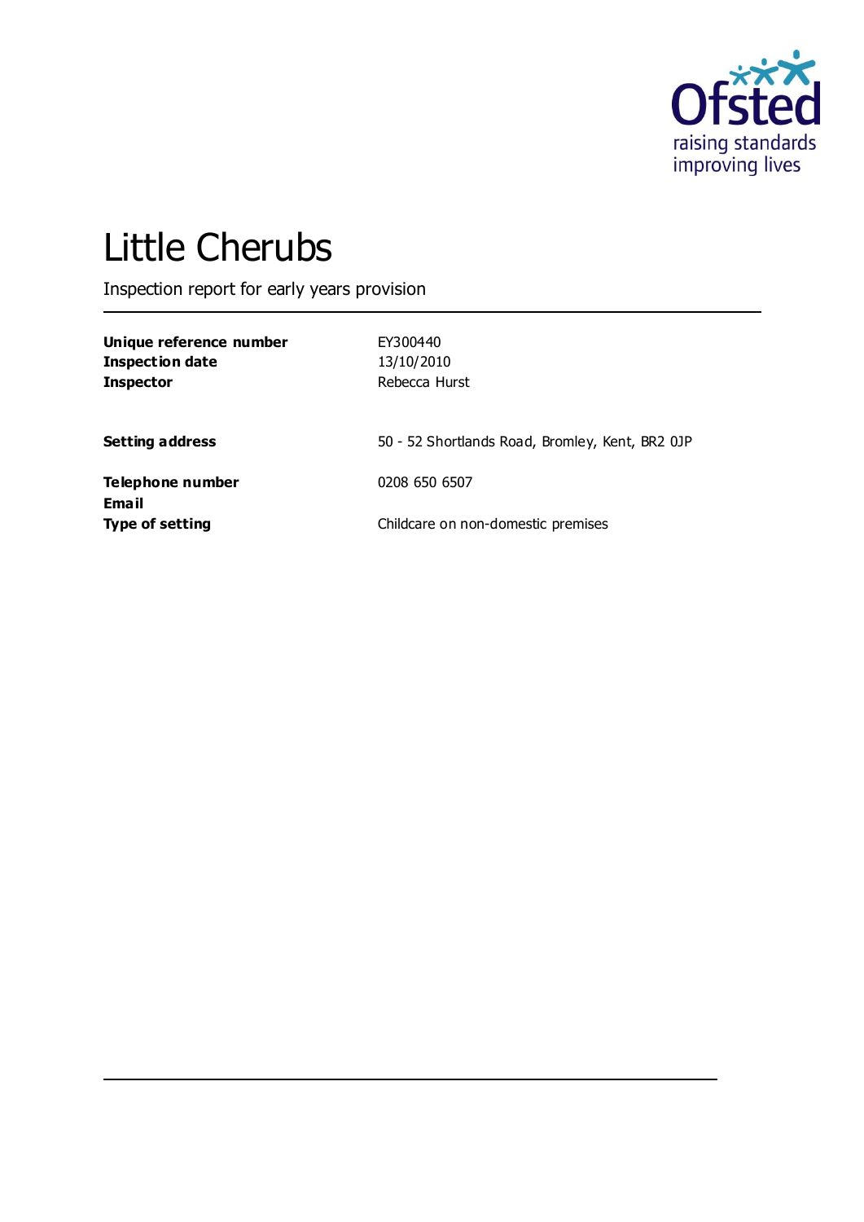# Little Cherubs

Inspection report for early years provision

| | |
|---|---|
| **Unique reference number** | EY300440 |
| **Inspection date** | 13/10/2010 |
| **Inspector** | Rebecca Hurst |
| | |
| **Setting address** | 50 - 52 Shortlands Road, Bromley, Kent, BR2 0JP |
| | |
| **Telephone number** | 0208 650 6507 |
| **Email** | |
| **Type of setting** | Childcare on non-domestic premises |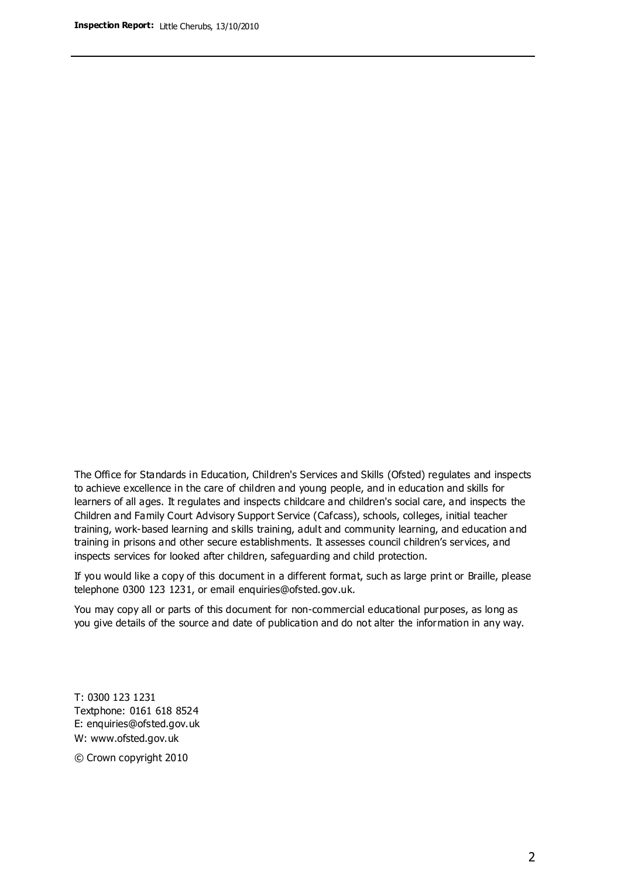The Office for Standards in Education, Children's Services and Skills (Ofsted) regulates and inspects to achieve excellence in the care of children and young people, and in education and skills for learners of all ages. It regulates and inspects childcare and children's social care, and inspects the Children and Family Court Advisory Support Service (Cafcass), schools, colleges, initial teacher training, work-based learning and skills training, adult and community learning, and education and training in prisons and other secure establishments. It assesses council children's services, and inspects services for looked after children, safeguarding and child protection.

If you would like a copy of this document in a different format, such as large print or Braille, please telephone 0300 123 1231, or email enquiries@ofsted.gov.uk.

You may copy all or parts of this document for non-commercial educational purposes, as long as you give details of the source and date of publication and do not alter the information in any way.

T: 0300 123 1231
Textphone: 0161 618 8524
E: enquiries@ofsted.gov.uk
W: www.ofsted.gov.uk

© Crown copyright 2010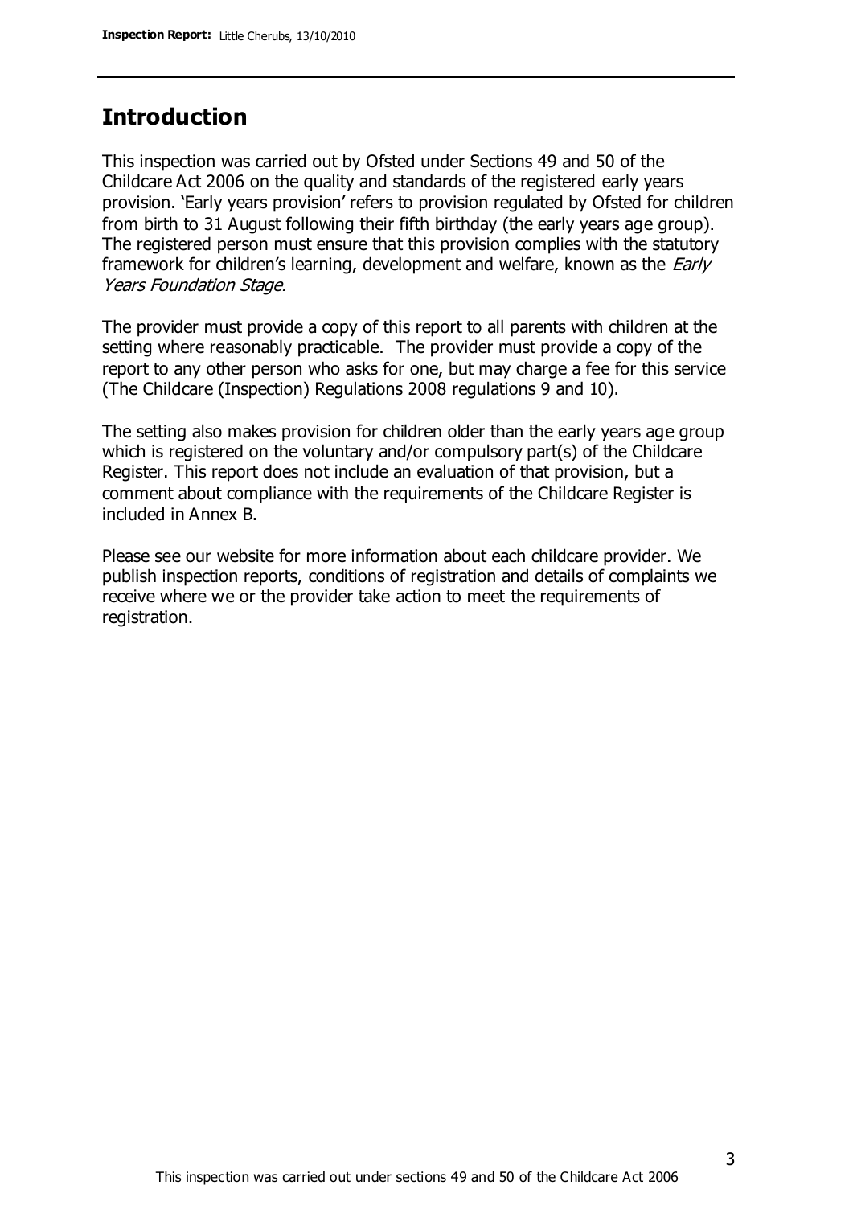## Introduction

This inspection was carried out by Ofsted under Sections 49 and 50 of the Childcare Act 2006 on the quality and standards of the registered early years provision. 'Early years provision' refers to provision regulated by Ofsted for children from birth to 31 August following their fifth birthday (the early years age group). The registered person must ensure that this provision complies with the statutory framework for children's learning, development and welfare, known as the *Early Years Foundation Stage.*

The provider must provide a copy of this report to all parents with children at the setting where reasonably practicable. The provider must provide a copy of the report to any other person who asks for one, but may charge a fee for this service (The Childcare (Inspection) Regulations 2008 regulations 9 and 10).

The setting also makes provision for children older than the early years age group which is registered on the voluntary and/or compulsory part(s) of the Childcare Register. This report does not include an evaluation of that provision, but a comment about compliance with the requirements of the Childcare Register is included in Annex B.

Please see our website for more information about each childcare provider. We publish inspection reports, conditions of registration and details of complaints we receive where we or the provider take action to meet the requirements of registration.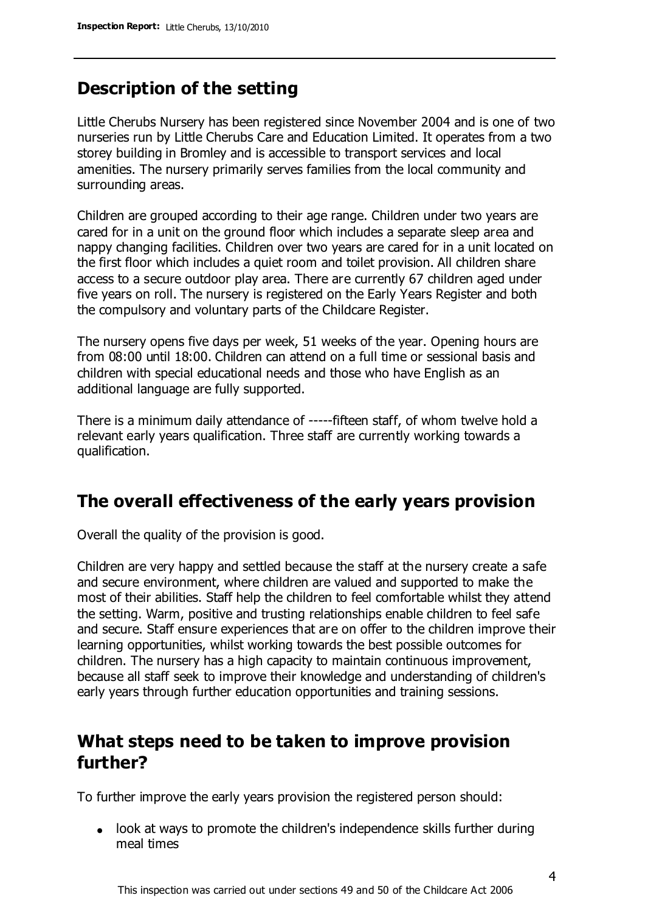## Description of the setting

Little Cherubs Nursery has been registered since November 2004 and is one of two nurseries run by Little Cherubs Care and Education Limited. It operates from a two storey building in Bromley and is accessible to transport services and local amenities. The nursery primarily serves families from the local community and surrounding areas.

Children are grouped according to their age range. Children under two years are cared for in a unit on the ground floor which includes a separate sleep area and nappy changing facilities. Children over two years are cared for in a unit located on the first floor which includes a quiet room and toilet provision. All children share access to a secure outdoor play area. There are currently 67 children aged under five years on roll. The nursery is registered on the Early Years Register and both the compulsory and voluntary parts of the Childcare Register.

The nursery opens five days per week, 51 weeks of the year. Opening hours are from 08:00 until 18:00. Children can attend on a full time or sessional basis and children with special educational needs and those who have English as an additional language are fully supported.

There is a minimum daily attendance of -----fifteen staff, of whom twelve hold a relevant early years qualification. Three staff are currently working towards a qualification.

## The overall effectiveness of the early years provision

Overall the quality of the provision is good.

Children are very happy and settled because the staff at the nursery create a safe and secure environment, where children are valued and supported to make the most of their abilities. Staff help the children to feel comfortable whilst they attend the setting. Warm, positive and trusting relationships enable children to feel safe and secure. Staff ensure experiences that are on offer to the children improve their learning opportunities, whilst working towards the best possible outcomes for children. The nursery has a high capacity to maintain continuous improvement, because all staff seek to improve their knowledge and understanding of children's early years through further education opportunities and training sessions.

## What steps need to be taken to improve provision further?

To further improve the early years provision the registered person should:

- look at ways to promote the children's independence skills further during meal times

This inspection was carried out under sections 49 and 50 of the Childcare Act 2006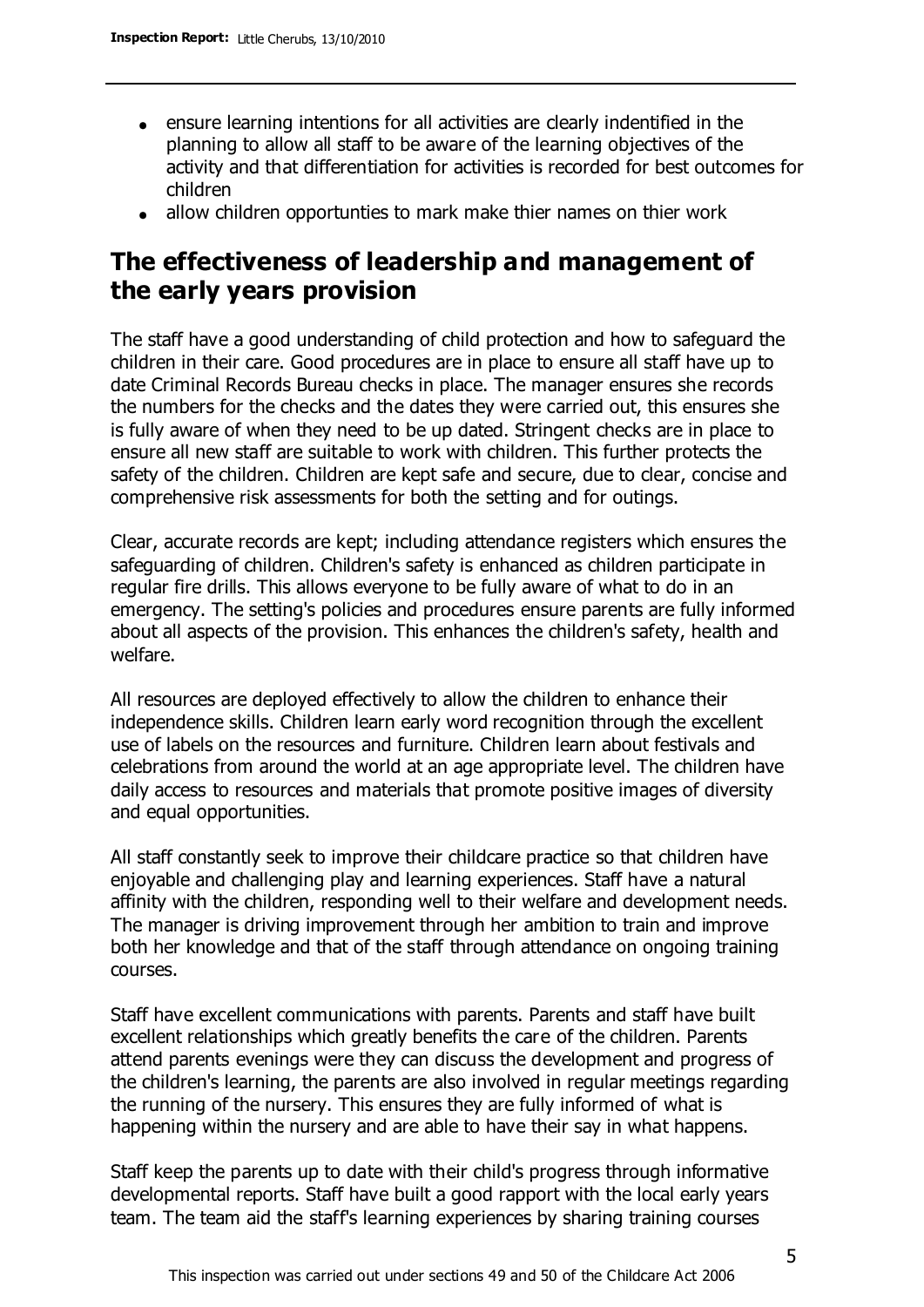- ensure learning intentions for all activities are clearly indentified in the planning to allow all staff to be aware of the learning objectives of the activity and that differentiation for activities is recorded for best outcomes for children
- allow children opportunties to mark make thier names on thier work

## The effectiveness of leadership and management of the early years provision

The staff have a good understanding of child protection and how to safeguard the children in their care. Good procedures are in place to ensure all staff have up to date Criminal Records Bureau checks in place. The manager ensures she records the numbers for the checks and the dates they were carried out, this ensures she is fully aware of when they need to be up dated. Stringent checks are in place to ensure all new staff are suitable to work with children. This further protects the safety of the children. Children are kept safe and secure, due to clear, concise and comprehensive risk assessments for both the setting and for outings.

Clear, accurate records are kept; including attendance registers which ensures the safeguarding of children. Children's safety is enhanced as children participate in regular fire drills. This allows everyone to be fully aware of what to do in an emergency. The setting's policies and procedures ensure parents are fully informed about all aspects of the provision. This enhances the children's safety, health and welfare.

All resources are deployed effectively to allow the children to enhance their independence skills. Children learn early word recognition through the excellent use of labels on the resources and furniture. Children learn about festivals and celebrations from around the world at an age appropriate level. The children have daily access to resources and materials that promote positive images of diversity and equal opportunities.

All staff constantly seek to improve their childcare practice so that children have enjoyable and challenging play and learning experiences. Staff have a natural affinity with the children, responding well to their welfare and development needs. The manager is driving improvement through her ambition to train and improve both her knowledge and that of the staff through attendance on ongoing training courses.

Staff have excellent communications with parents. Parents and staff have built excellent relationships which greatly benefits the care of the children. Parents attend parents evenings were they can discuss the development and progress of the children's learning, the parents are also involved in regular meetings regarding the running of the nursery. This ensures they are fully informed of what is happening within the nursery and are able to have their say in what happens.

Staff keep the parents up to date with their child's progress through informative developmental reports. Staff have built a good rapport with the local early years team. The team aid the staff's learning experiences by sharing training courses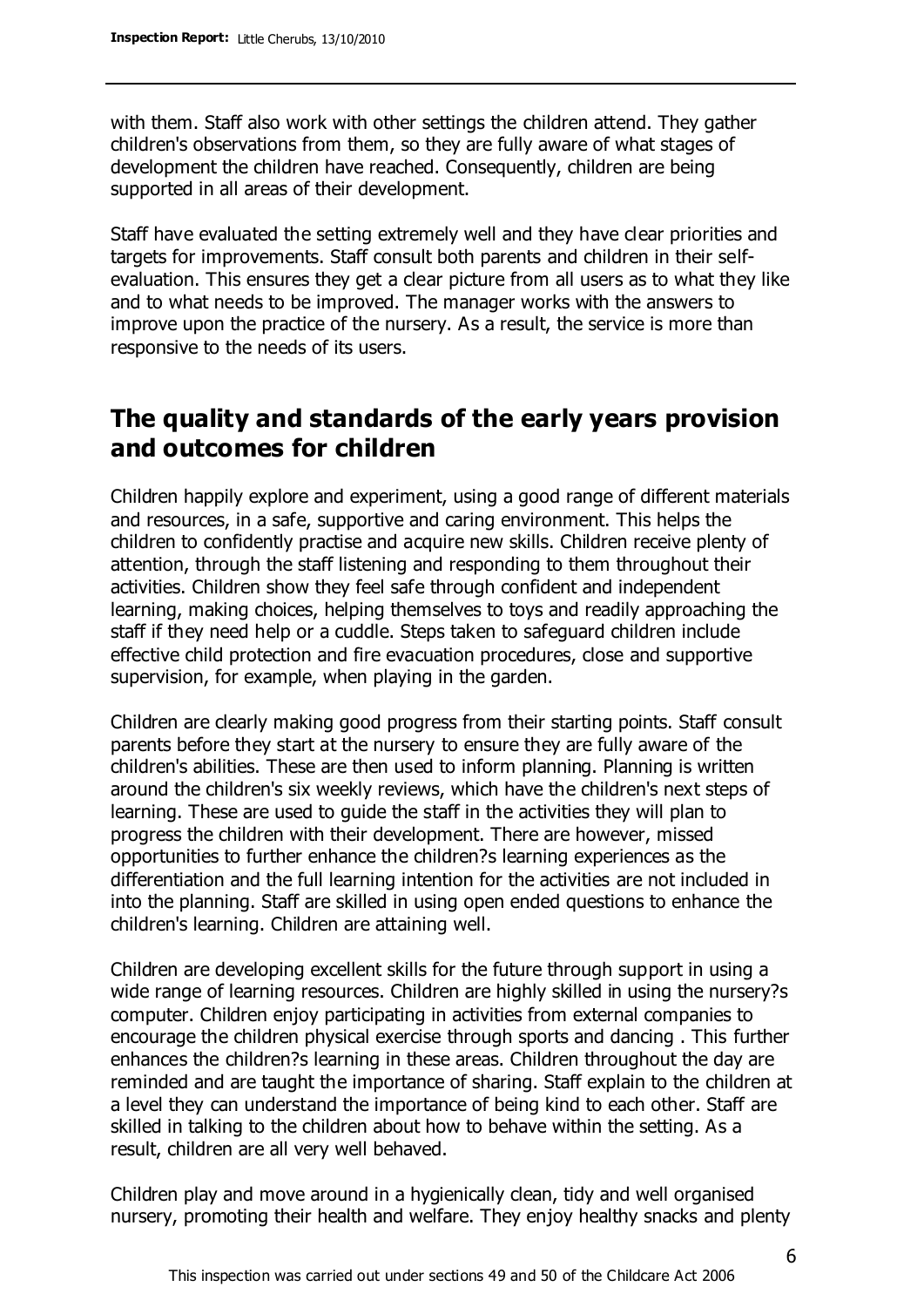with them. Staff also work with other settings the children attend. They gather children's observations from them, so they are fully aware of what stages of development the children have reached. Consequently, children are being supported in all areas of their development.

Staff have evaluated the setting extremely well and they have clear priorities and targets for improvements. Staff consult both parents and children in their self-evaluation. This ensures they get a clear picture from all users as to what they like and to what needs to be improved. The manager works with the answers to improve upon the practice of the nursery. As a result, the service is more than responsive to the needs of its users.

## The quality and standards of the early years provision and outcomes for children

Children happily explore and experiment, using a good range of different materials and resources, in a safe, supportive and caring environment. This helps the children to confidently practise and acquire new skills. Children receive plenty of attention, through the staff listening and responding to them throughout their activities. Children show they feel safe through confident and independent learning, making choices, helping themselves to toys and readily approaching the staff if they need help or a cuddle. Steps taken to safeguard children include effective child protection and fire evacuation procedures, close and supportive supervision, for example, when playing in the garden.

Children are clearly making good progress from their starting points. Staff consult parents before they start at the nursery to ensure they are fully aware of the children's abilities. These are then used to inform planning. Planning is written around the children's six weekly reviews, which have the children's next steps of learning. These are used to guide the staff in the activities they will plan to progress the children with their development. There are however, missed opportunities to further enhance the children?s learning experiences as the differentiation and the full learning intention for the activities are not included in into the planning. Staff are skilled in using open ended questions to enhance the children's learning. Children are attaining well.

Children are developing excellent skills for the future through support in using a wide range of learning resources. Children are highly skilled in using the nursery?s computer. Children enjoy participating in activities from external companies to encourage the children physical exercise through sports and dancing . This further enhances the children?s learning in these areas. Children throughout the day are reminded and are taught the importance of sharing. Staff explain to the children at a level they can understand the importance of being kind to each other. Staff are skilled in talking to the children about how to behave within the setting. As a result, children are all very well behaved.

Children play and move around in a hygienically clean, tidy and well organised nursery, promoting their health and welfare. They enjoy healthy snacks and plenty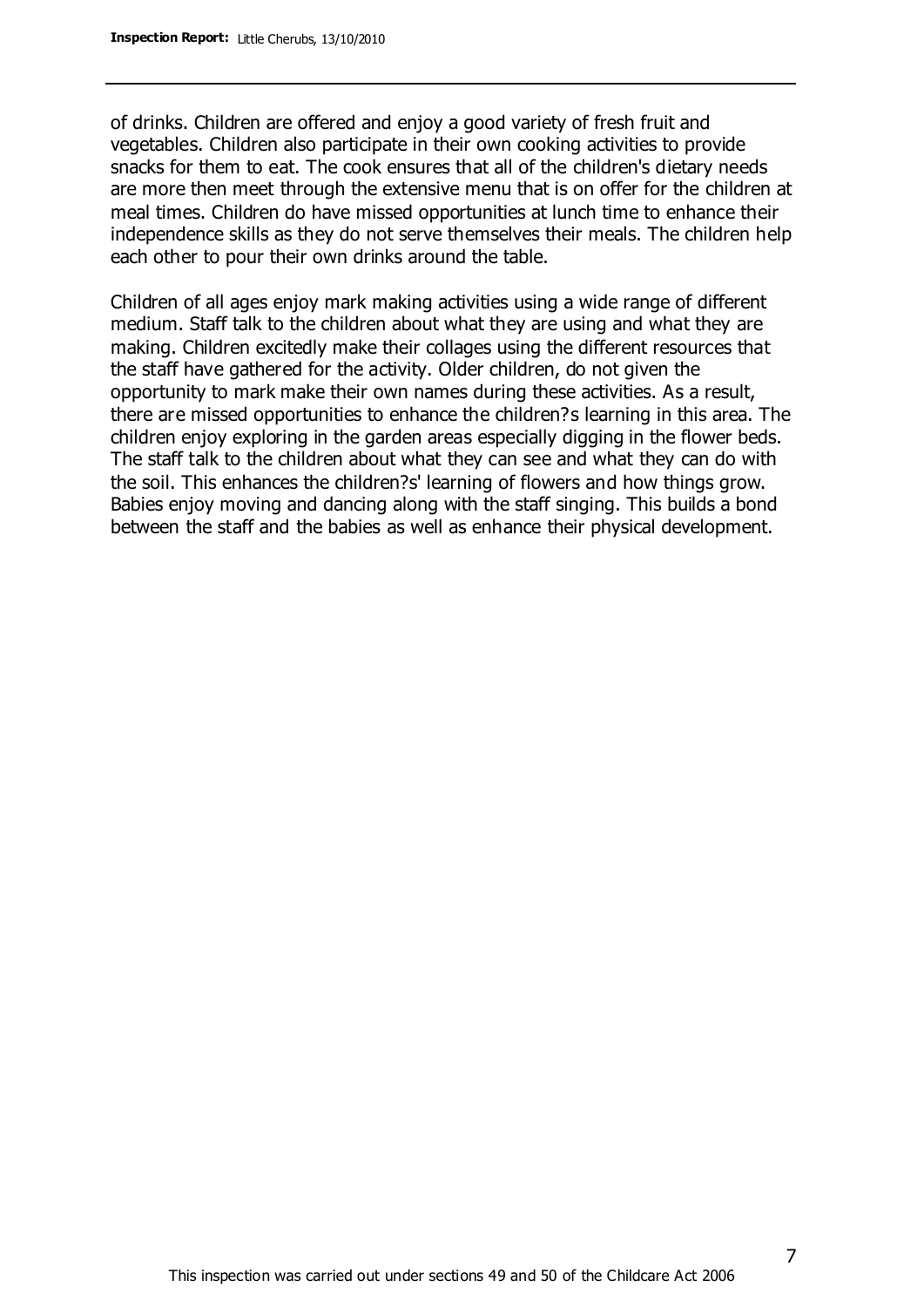of drinks. Children are offered and enjoy a good variety of fresh fruit and vegetables. Children also participate in their own cooking activities to provide snacks for them to eat. The cook ensures that all of the children's dietary needs are more then meet through the extensive menu that is on offer for the children at meal times. Children do have missed opportunities at lunch time to enhance their independence skills as they do not serve themselves their meals. The children help each other to pour their own drinks around the table.

Children of all ages enjoy mark making activities using a wide range of different medium. Staff talk to the children about what they are using and what they are making. Children excitedly make their collages using the different resources that the staff have gathered for the activity. Older children, do not given the opportunity to mark make their own names during these activities. As a result, there are missed opportunities to enhance the children?s learning in this area. The children enjoy exploring in the garden areas especially digging in the flower beds. The staff talk to the children about what they can see and what they can do with the soil. This enhances the children?s' learning of flowers and how things grow. Babies enjoy moving and dancing along with the staff singing. This builds a bond between the staff and the babies as well as enhance their physical development.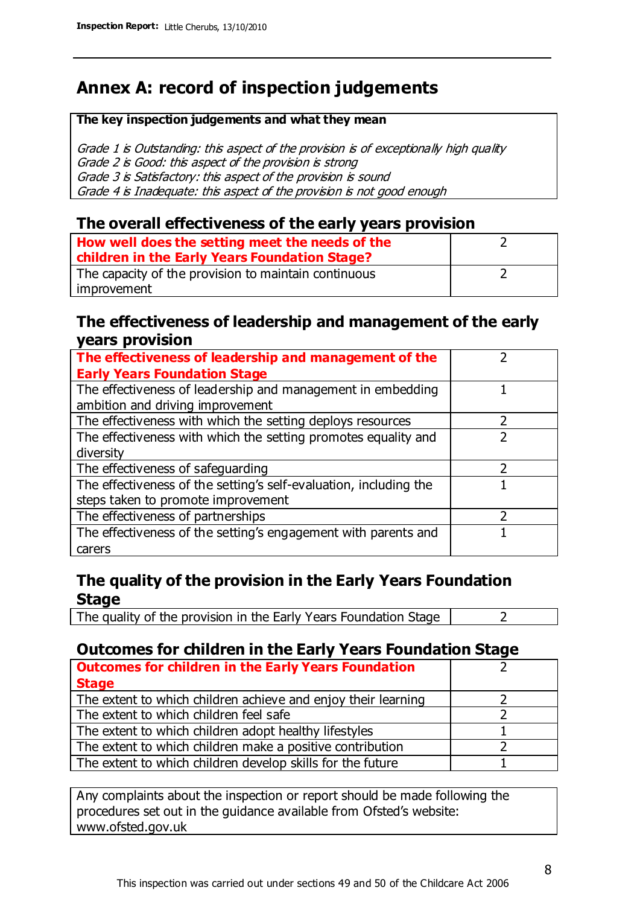# Annex A: record of inspection judgements

**The key inspection judgements and what they mean**

*Grade 1 is Outstanding: this aspect of the provision is of exceptionally high quality*
*Grade 2 is Good: this aspect of the provision is strong*
*Grade 3 is Satisfactory: this aspect of the provision is sound*
*Grade 4 is Inadequate: this aspect of the provision is not good enough*

## The overall effectiveness of the early years provision

| | |
|---|---|
| **How well does the setting meet the needs of the children in the Early Years Foundation Stage?** | 2 |
| The capacity of the provision to maintain continuous improvement | 2 |

## The effectiveness of leadership and management of the early years provision

| | |
|---|---|
| **The effectiveness of leadership and management of the Early Years Foundation Stage** | 2 |
| The effectiveness of leadership and management in embedding ambition and driving improvement | 1 |
| The effectiveness with which the setting deploys resources | 2 |
| The effectiveness with which the setting promotes equality and diversity | 2 |
| The effectiveness of safeguarding | 2 |
| The effectiveness of the setting's self-evaluation, including the steps taken to promote improvement | 1 |
| The effectiveness of partnerships | 2 |
| The effectiveness of the setting's engagement with parents and carers | 1 |

## The quality of the provision in the Early Years Foundation Stage

| | |
|---|---|
| The quality of the provision in the Early Years Foundation Stage | 2 |

## Outcomes for children in the Early Years Foundation Stage

| | |
|---|---|
| **Outcomes for children in the Early Years Foundation Stage** | 2 |
| The extent to which children achieve and enjoy their learning | 2 |
| The extent to which children feel safe | 2 |
| The extent to which children adopt healthy lifestyles | 1 |
| The extent to which children make a positive contribution | 2 |
| The extent to which children develop skills for the future | 1 |

Any complaints about the inspection or report should be made following the procedures set out in the guidance available from Ofsted's website: www.ofsted.gov.uk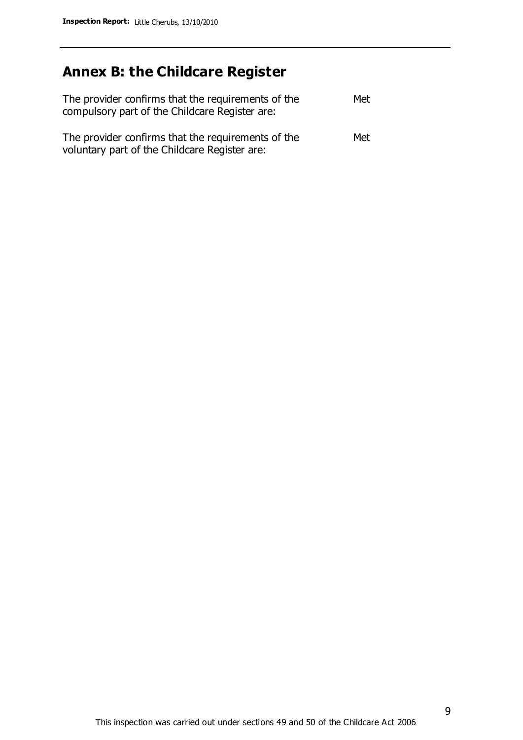## Annex B: the Childcare Register

| | |
|---|---|
| The provider confirms that the requirements of the compulsory part of the Childcare Register are: | Met |
| The provider confirms that the requirements of the voluntary part of the Childcare Register are: | Met |

This inspection was carried out under sections 49 and 50 of the Childcare Act 2006